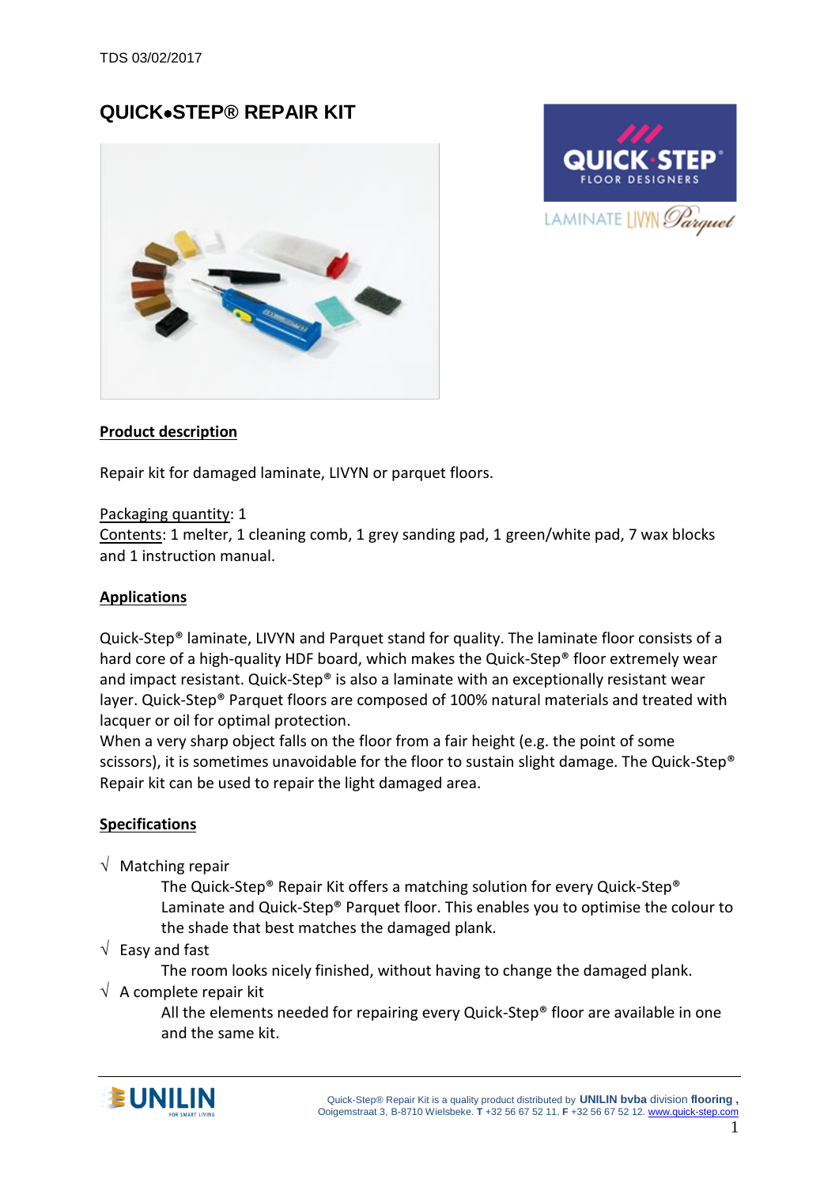TDS 03/02/2017

# QUICK•STEP® REPAIR KIT

## Product description

Repair kit for damaged laminate, LIVYN or parquet floors.

Packaging quantity: 1
Contents: 1 melter, 1 cleaning comb, 1 grey sanding pad, 1 green/white pad, 7 wax blocks and 1 instruction manual.

## Applications

Quick-Step® laminate, LIVYN and Parquet stand for quality. The laminate floor consists of a hard core of a high-quality HDF board, which makes the Quick-Step® floor extremely wear and impact resistant. Quick-Step® is also a laminate with an exceptionally resistant wear layer. Quick-Step® Parquet floors are composed of 100% natural materials and treated with lacquer or oil for optimal protection.
When a very sharp object falls on the floor from a fair height (e.g. the point of some scissors), it is sometimes unavoidable for the floor to sustain slight damage. The Quick-Step® Repair kit can be used to repair the light damaged area.

## Specifications

√ Matching repair
The Quick-Step® Repair Kit offers a matching solution for every Quick-Step® Laminate and Quick-Step® Parquet floor. This enables you to optimise the colour to the shade that best matches the damaged plank.

√ Easy and fast
The room looks nicely finished, without having to change the damaged plank.

√ A complete repair kit
All the elements needed for repairing every Quick-Step® floor are available in one and the same kit.

Quick-Step® Repair Kit is a quality product distributed by **UNILIN bvba** division **flooring**, Ooigemstraat 3, B-8710 Wielsbeke. **T** +32 56 67 52 11. **F** +32 56 67 52 12. www.quick-step.com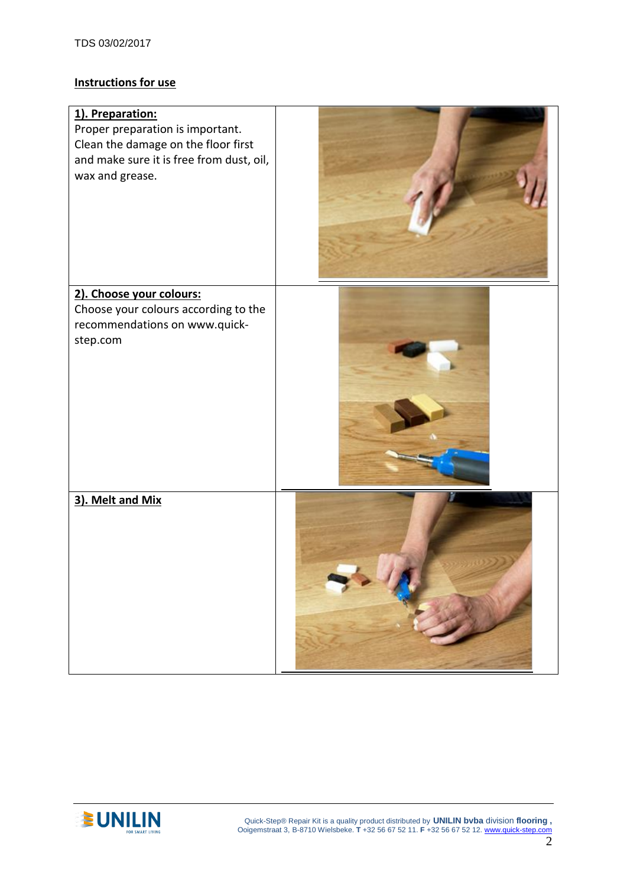## Instructions for use

| | |
|---|---|
| **1). Preparation:** Proper preparation is important. Clean the damage on the floor first and make sure it is free from dust, oil, wax and grease. | |
| **2). Choose your colours:** Choose your colours according to the recommendations on www.quick-step.com | |
| **3). Melt and Mix** | |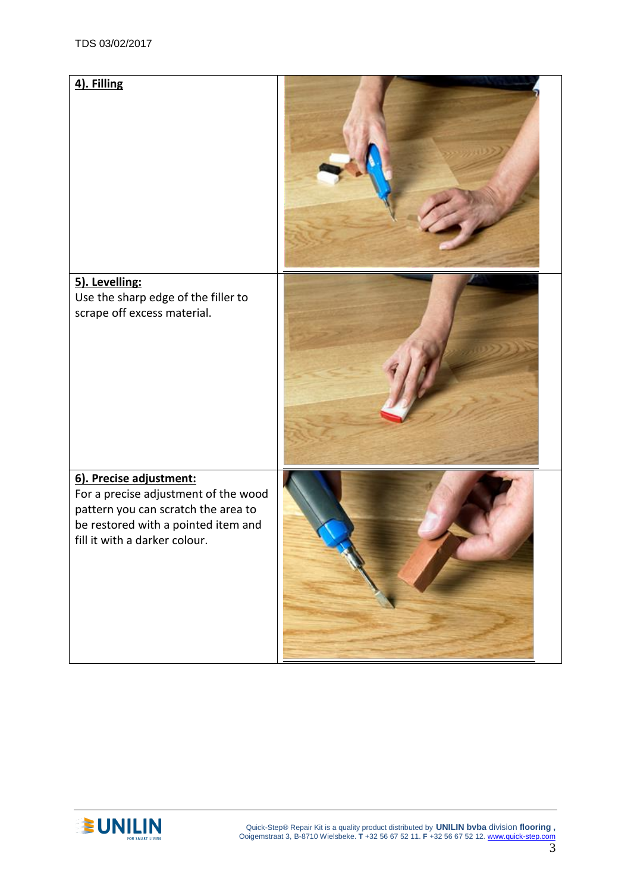| | |
|---|---|
| **4). Filling** | |
| **5). Levelling:**<br>Use the sharp edge of the filler to scrape off excess material. | |
| **6). Precise adjustment:**<br>For a precise adjustment of the wood pattern you can scratch the area to be restored with a pointed item and fill it with a darker colour. | |

Quick-Step® Repair Kit is a quality product distributed by **UNILIN bvba** division **flooring** , Ooigemstraat 3, B-8710 Wielsbeke. **T** +32 56 67 52 11. **F** +32 56 67 52 12. www.quick-step.com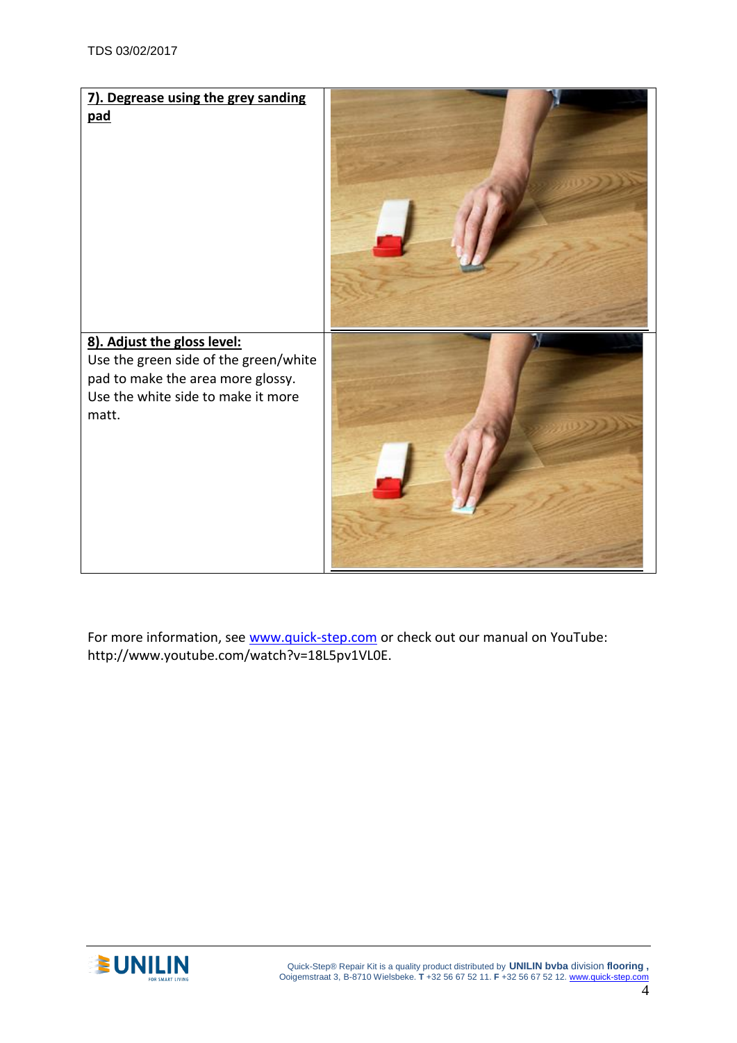| | |
|---|---|
| **7). Degrease using the grey sanding pad** | |
| **8). Adjust the gloss level:** Use the green side of the green/white pad to make the area more glossy. Use the white side to make it more matt. | |

For more information, see www.quick-step.com or check out our manual on YouTube: http://www.youtube.com/watch?v=18L5pv1VL0E.

Quick-Step® Repair Kit is a quality product distributed by **UNILIN bvba** division **flooring ,** Ooigemstraat 3, B-8710 Wielsbeke. **T** +32 56 67 52 11. **F** +32 56 67 52 12. www.quick-step.com